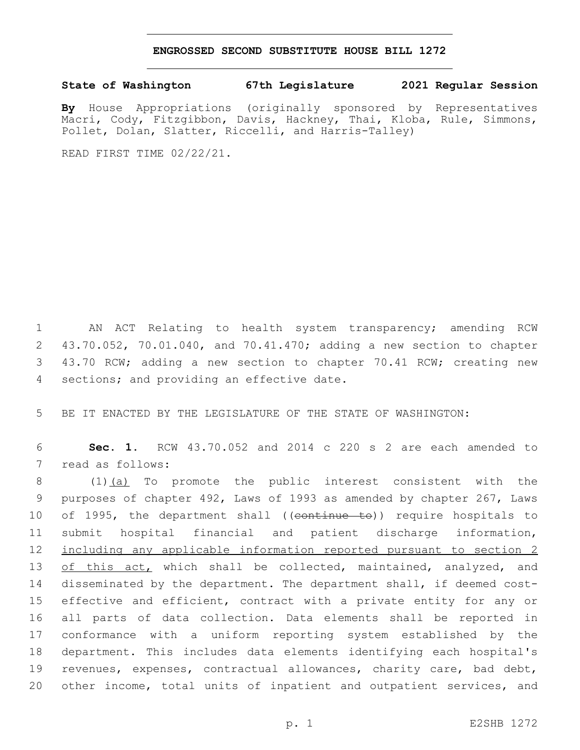# ENGROSSED SECOND SUBSTITUTE HOUSE BILL 1272

**State of Washington 67th Legislature 2021 Regular Session**

**By** House Appropriations (originally sponsored by Representatives Macri, Cody, Fitzgibbon, Davis, Hackney, Thai, Kloba, Rule, Simmons, Pollet, Dolan, Slatter, Riccelli, and Harris-Talley)

READ FIRST TIME 02/22/21.

AN ACT Relating to health system transparency; amending RCW 43.70.052, 70.01.040, and 70.41.470; adding a new section to chapter 43.70 RCW; adding a new section to chapter 70.41 RCW; creating new sections; and providing an effective date.

BE IT ENACTED BY THE LEGISLATURE OF THE STATE OF WASHINGTON:

**Sec. 1.** RCW 43.70.052 and 2014 c 220 s 2 are each amended to read as follows:

(1)(a) To promote the public interest consistent with the purposes of chapter 492, Laws of 1993 as amended by chapter 267, Laws of 1995, the department shall ((~~continue to~~)) require hospitals to submit hospital financial and patient discharge information, including any applicable information reported pursuant to section 2 of this act, which shall be collected, maintained, analyzed, and disseminated by the department. The department shall, if deemed cost-effective and efficient, contract with a private entity for any or all parts of data collection. Data elements shall be reported in conformance with a uniform reporting system established by the department. This includes data elements identifying each hospital's revenues, expenses, contractual allowances, charity care, bad debt, other income, total units of inpatient and outpatient services, and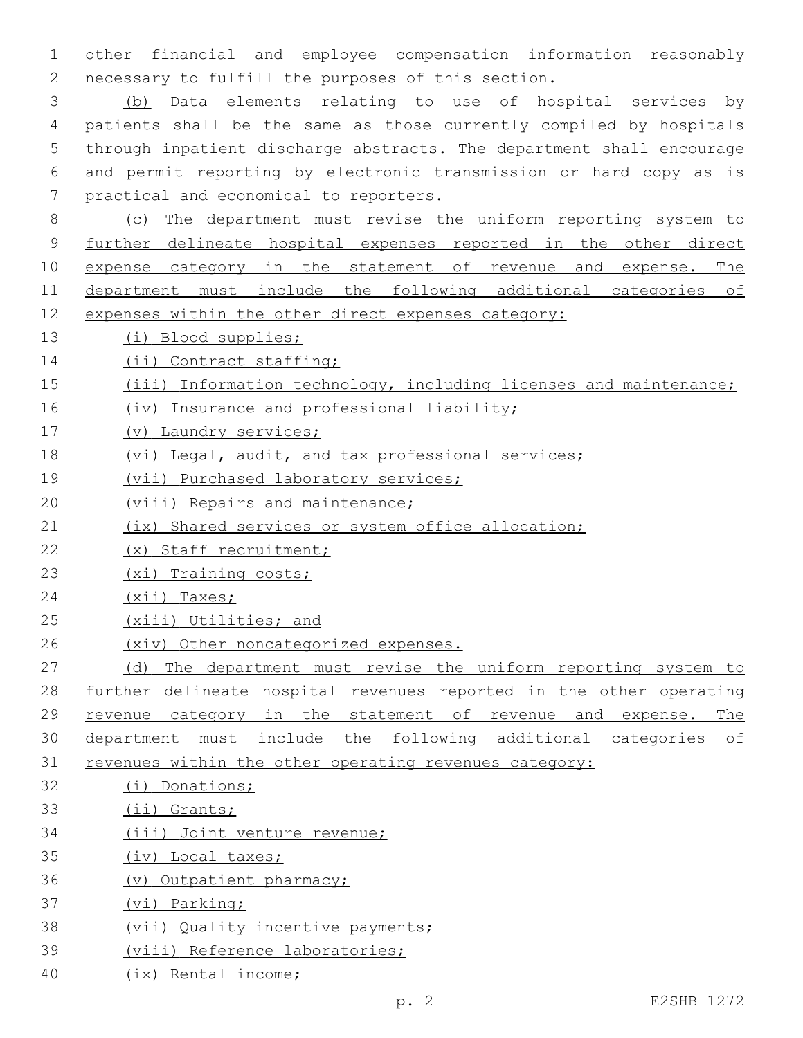other financial and employee compensation information reasonably necessary to fulfill the purposes of this section.

(b) Data elements relating to use of hospital services by patients shall be the same as those currently compiled by hospitals through inpatient discharge abstracts. The department shall encourage and permit reporting by electronic transmission or hard copy as is practical and economical to reporters.

(c) The department must revise the uniform reporting system to further delineate hospital expenses reported in the other direct expense category in the statement of revenue and expense. The department must include the following additional categories of expenses within the other direct expenses category:

(i) Blood supplies;

(ii) Contract staffing;

(iii) Information technology, including licenses and maintenance;

(iv) Insurance and professional liability;

(v) Laundry services;

(vi) Legal, audit, and tax professional services;

(vii) Purchased laboratory services;

(viii) Repairs and maintenance;

(ix) Shared services or system office allocation;

(x) Staff recruitment;

(xi) Training costs;

(xii) Taxes;

(xiii) Utilities; and

(xiv) Other noncategorized expenses.

(d) The department must revise the uniform reporting system to further delineate hospital revenues reported in the other operating revenue category in the statement of revenue and expense. The department must include the following additional categories of revenues within the other operating revenues category:

(i) Donations;

(ii) Grants;

(iii) Joint venture revenue;

(iv) Local taxes;

(v) Outpatient pharmacy;

(vi) Parking;

(vii) Quality incentive payments;

(viii) Reference laboratories;

(ix) Rental income;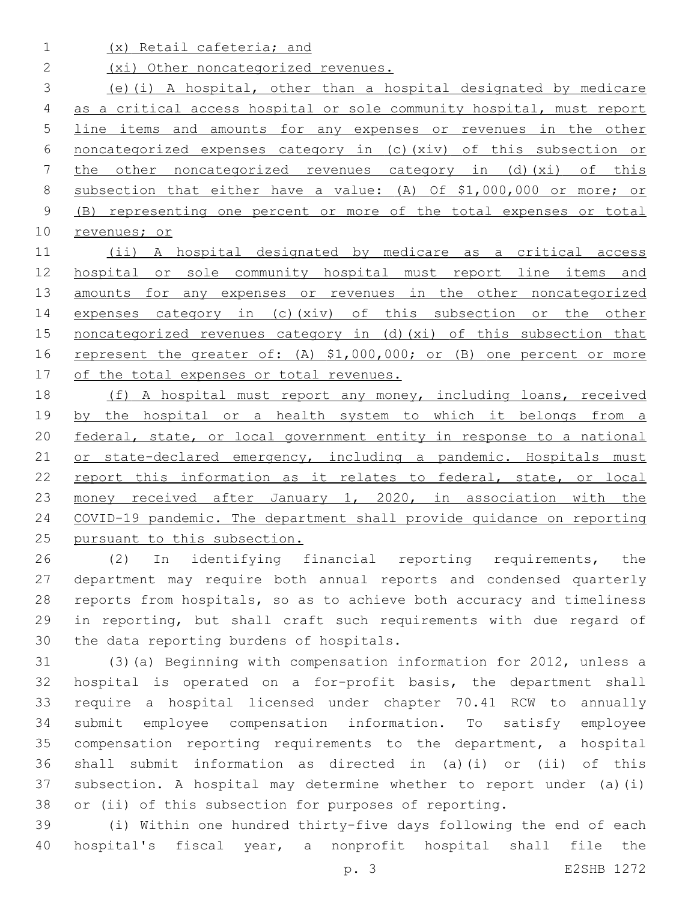(x) Retail cafeteria; and

(xi) Other noncategorized revenues.

(e)(i) A hospital, other than a hospital designated by medicare as a critical access hospital or sole community hospital, must report line items and amounts for any expenses or revenues in the other noncategorized expenses category in (c)(xiv) of this subsection or the other noncategorized revenues category in (d)(xi) of this subsection that either have a value: (A) Of $1,000,000 or more; or (B) representing one percent or more of the total expenses or total revenues; or

(ii) A hospital designated by medicare as a critical access hospital or sole community hospital must report line items and amounts for any expenses or revenues in the other noncategorized expenses category in (c)(xiv) of this subsection or the other noncategorized revenues category in (d)(xi) of this subsection that represent the greater of: (A) $1,000,000; or (B) one percent or more of the total expenses or total revenues.

(f) A hospital must report any money, including loans, received by the hospital or a health system to which it belongs from a federal, state, or local government entity in response to a national or state-declared emergency, including a pandemic. Hospitals must report this information as it relates to federal, state, or local money received after January 1, 2020, in association with the COVID-19 pandemic. The department shall provide guidance on reporting pursuant to this subsection.

(2) In identifying financial reporting requirements, the department may require both annual reports and condensed quarterly reports from hospitals, so as to achieve both accuracy and timeliness in reporting, but shall craft such requirements with due regard of the data reporting burdens of hospitals.

(3)(a) Beginning with compensation information for 2012, unless a hospital is operated on a for-profit basis, the department shall require a hospital licensed under chapter 70.41 RCW to annually submit employee compensation information. To satisfy employee compensation reporting requirements to the department, a hospital shall submit information as directed in (a)(i) or (ii) of this subsection. A hospital may determine whether to report under (a)(i) or (ii) of this subsection for purposes of reporting.

(i) Within one hundred thirty-five days following the end of each hospital's fiscal year, a nonprofit hospital shall file the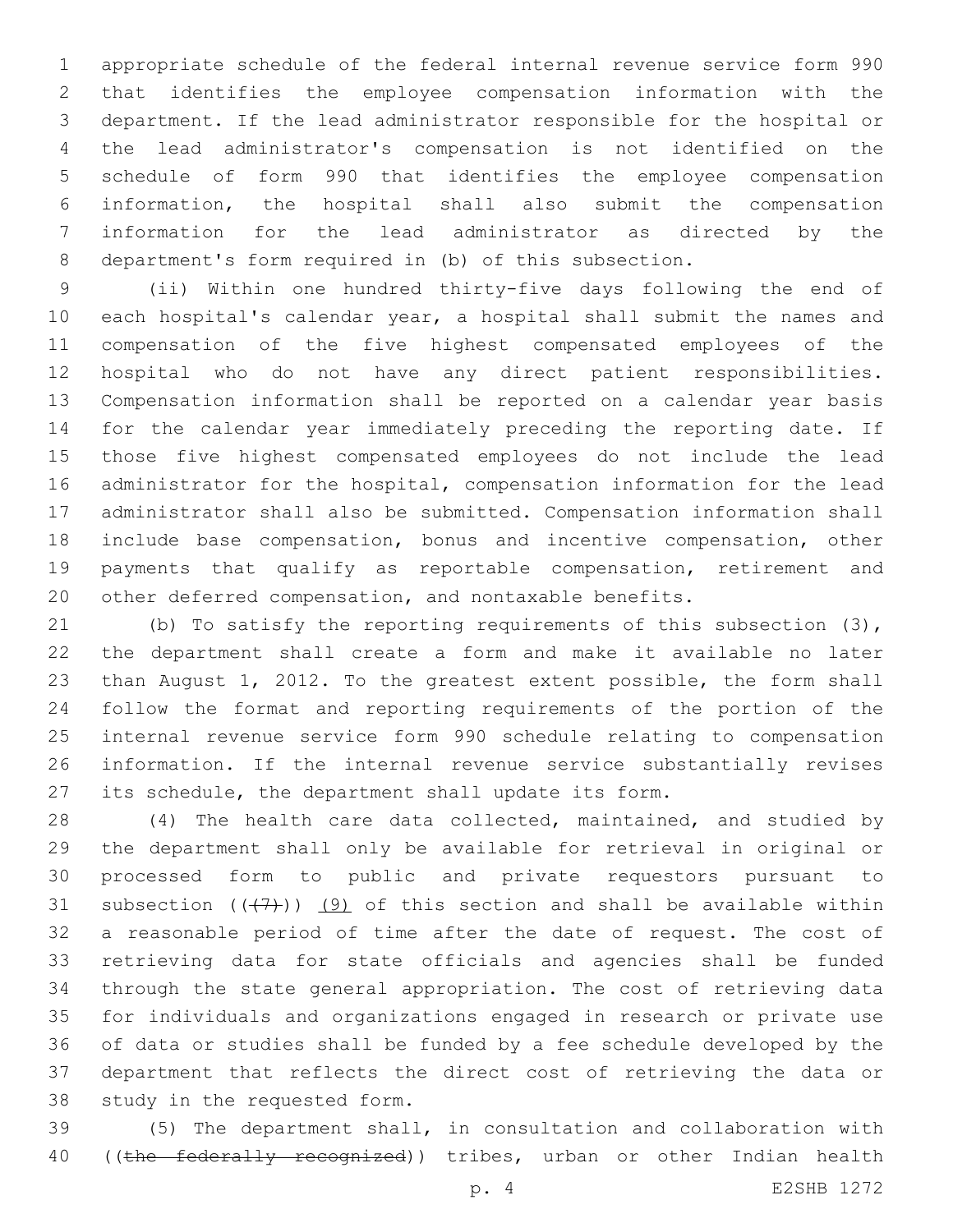appropriate schedule of the federal internal revenue service form 990 that identifies the employee compensation information with the department. If the lead administrator responsible for the hospital or the lead administrator's compensation is not identified on the schedule of form 990 that identifies the employee compensation information, the hospital shall also submit the compensation information for the lead administrator as directed by the department's form required in (b) of this subsection.

(ii) Within one hundred thirty-five days following the end of each hospital's calendar year, a hospital shall submit the names and compensation of the five highest compensated employees of the hospital who do not have any direct patient responsibilities. Compensation information shall be reported on a calendar year basis for the calendar year immediately preceding the reporting date. If those five highest compensated employees do not include the lead administrator for the hospital, compensation information for the lead administrator shall also be submitted. Compensation information shall include base compensation, bonus and incentive compensation, other payments that qualify as reportable compensation, retirement and other deferred compensation, and nontaxable benefits.

(b) To satisfy the reporting requirements of this subsection (3), the department shall create a form and make it available no later than August 1, 2012. To the greatest extent possible, the form shall follow the format and reporting requirements of the portion of the internal revenue service form 990 schedule relating to compensation information. If the internal revenue service substantially revises its schedule, the department shall update its form.

(4) The health care data collected, maintained, and studied by the department shall only be available for retrieval in original or processed form to public and private requestors pursuant to subsection ((~~(7)~~)) <u>(9)</u> of this section and shall be available within a reasonable period of time after the date of request. The cost of retrieving data for state officials and agencies shall be funded through the state general appropriation. The cost of retrieving data for individuals and organizations engaged in research or private use of data or studies shall be funded by a fee schedule developed by the department that reflects the direct cost of retrieving the data or study in the requested form.

(5) The department shall, in consultation and collaboration with ((~~the federally recognized~~)) tribes, urban or other Indian health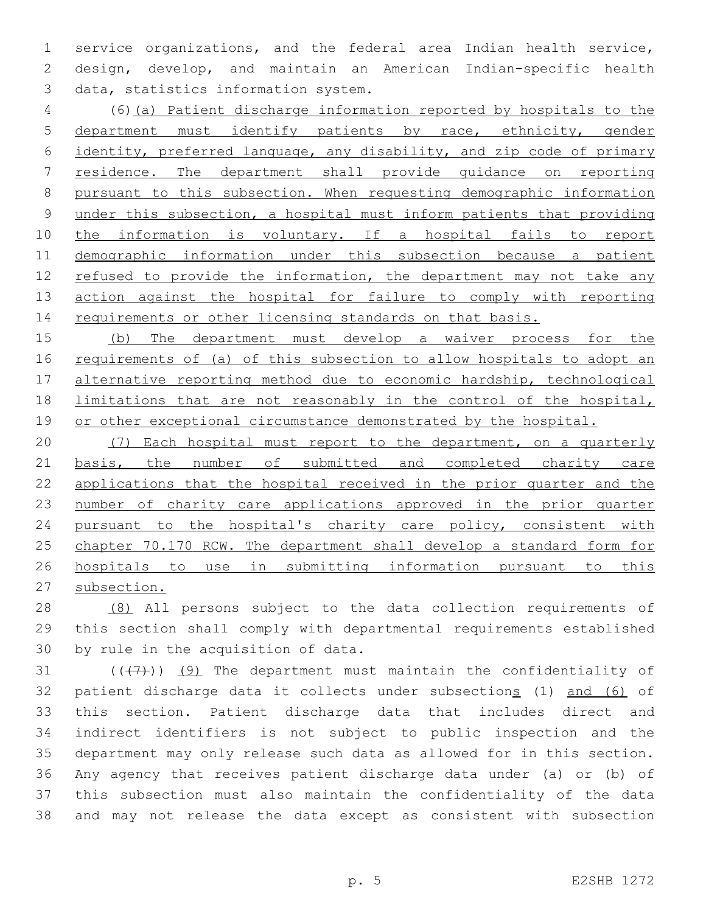service organizations, and the federal area Indian health service, design, develop, and maintain an American Indian-specific health data, statistics information system.

(6) (a) Patient discharge information reported by hospitals to the department must identify patients by race, ethnicity, gender identity, preferred language, any disability, and zip code of primary residence. The department shall provide guidance on reporting pursuant to this subsection. When requesting demographic information under this subsection, a hospital must inform patients that providing the information is voluntary. If a hospital fails to report demographic information under this subsection because a patient refused to provide the information, the department may not take any action against the hospital for failure to comply with reporting requirements or other licensing standards on that basis.

(b) The department must develop a waiver process for the requirements of (a) of this subsection to allow hospitals to adopt an alternative reporting method due to economic hardship, technological limitations that are not reasonably in the control of the hospital, or other exceptional circumstance demonstrated by the hospital.

(7) Each hospital must report to the department, on a quarterly basis, the number of submitted and completed charity care applications that the hospital received in the prior quarter and the number of charity care applications approved in the prior quarter pursuant to the hospital's charity care policy, consistent with chapter 70.170 RCW. The department shall develop a standard form for hospitals to use in submitting information pursuant to this subsection.

(8) All persons subject to the data collection requirements of this section shall comply with departmental requirements established by rule in the acquisition of data.

((~~(7)~~)) (9) The department must maintain the confidentiality of patient discharge data it collects under subsections (1) and (6) of this section. Patient discharge data that includes direct and indirect identifiers is not subject to public inspection and the department may only release such data as allowed for in this section. Any agency that receives patient discharge data under (a) or (b) of this subsection must also maintain the confidentiality of the data and may not release the data except as consistent with subsection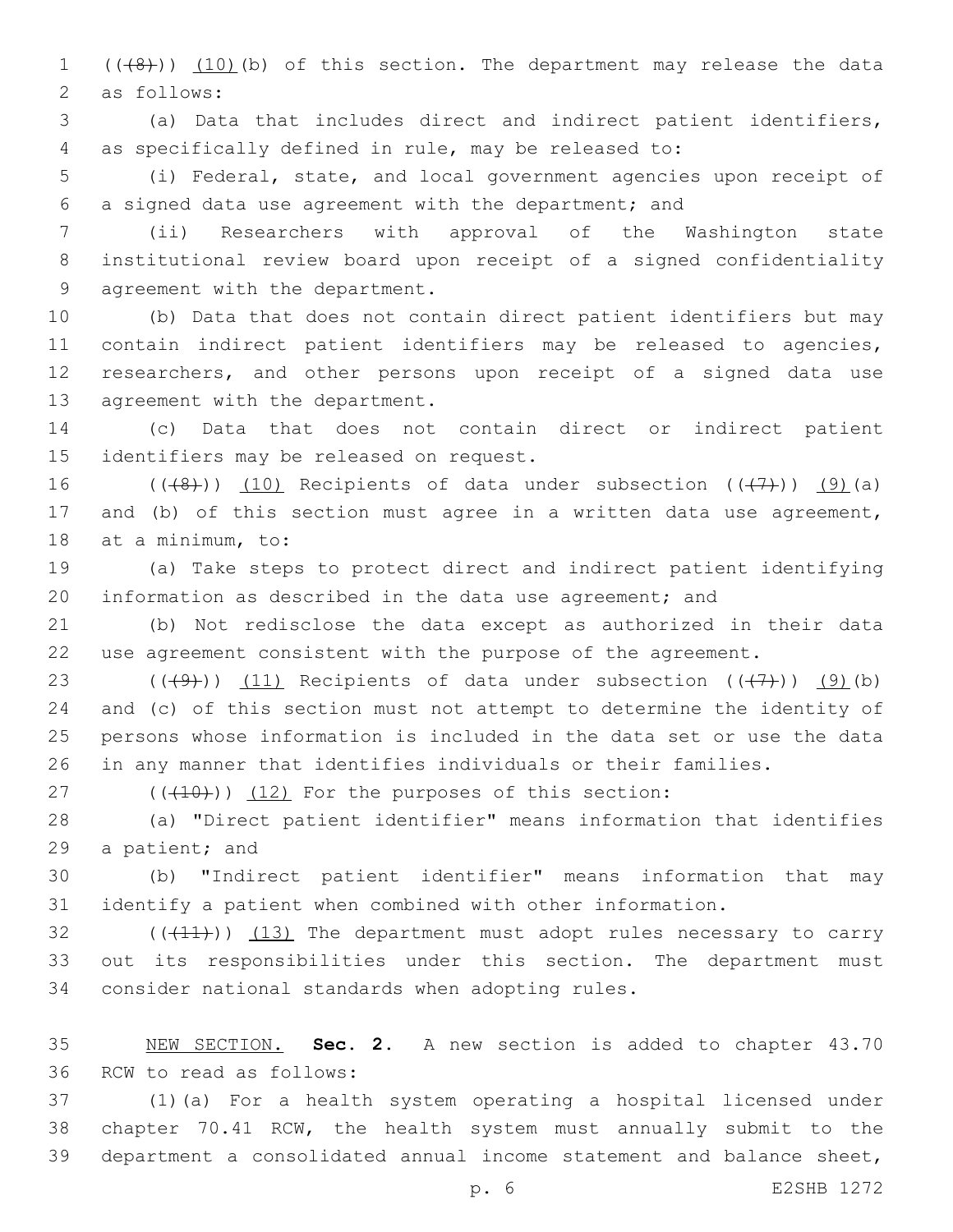(((8))) (10)(b) of this section. The department may release the data as follows:

(a) Data that includes direct and indirect patient identifiers, as specifically defined in rule, may be released to:

(i) Federal, state, and local government agencies upon receipt of a signed data use agreement with the department; and

(ii) Researchers with approval of the Washington state institutional review board upon receipt of a signed confidentiality agreement with the department.

(b) Data that does not contain direct patient identifiers but may contain indirect patient identifiers may be released to agencies, researchers, and other persons upon receipt of a signed data use agreement with the department.

(c) Data that does not contain direct or indirect patient identifiers may be released on request.

(((8))) (10) Recipients of data under subsection (((7))) (9)(a) and (b) of this section must agree in a written data use agreement, at a minimum, to:

(a) Take steps to protect direct and indirect patient identifying information as described in the data use agreement; and

(b) Not redisclose the data except as authorized in their data use agreement consistent with the purpose of the agreement.

(((9))) (11) Recipients of data under subsection (((7))) (9)(b) and (c) of this section must not attempt to determine the identity of persons whose information is included in the data set or use the data in any manner that identifies individuals or their families.

(((10))) (12) For the purposes of this section:

(a) "Direct patient identifier" means information that identifies a patient; and

(b) "Indirect patient identifier" means information that may identify a patient when combined with other information.

(((11))) (13) The department must adopt rules necessary to carry out its responsibilities under this section. The department must consider national standards when adopting rules.

NEW SECTION. **Sec. 2.** A new section is added to chapter 43.70 RCW to read as follows:

(1)(a) For a health system operating a hospital licensed under chapter 70.41 RCW, the health system must annually submit to the department a consolidated annual income statement and balance sheet,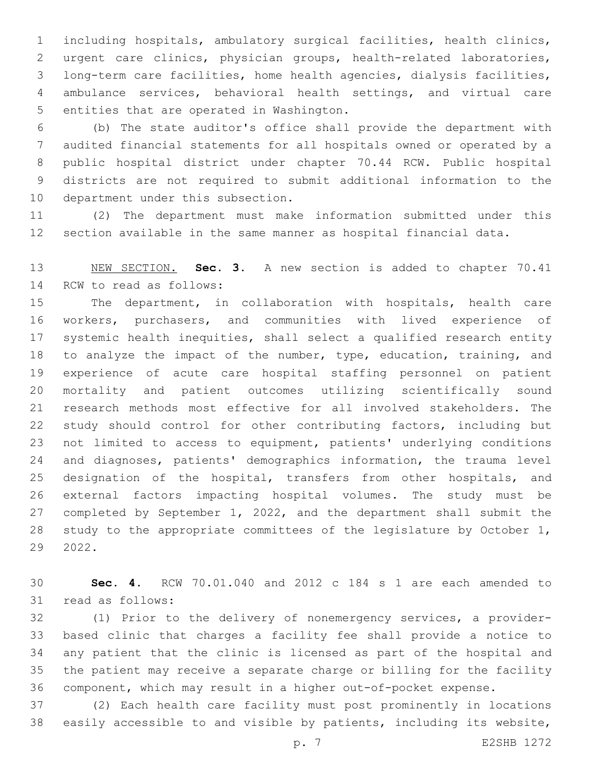including hospitals, ambulatory surgical facilities, health clinics, urgent care clinics, physician groups, health-related laboratories, long-term care facilities, home health agencies, dialysis facilities, ambulance services, behavioral health settings, and virtual care entities that are operated in Washington.

(b) The state auditor's office shall provide the department with audited financial statements for all hospitals owned or operated by a public hospital district under chapter 70.44 RCW. Public hospital districts are not required to submit additional information to the department under this subsection.

(2) The department must make information submitted under this section available in the same manner as hospital financial data.

NEW SECTION. **Sec. 3.** A new section is added to chapter 70.41 RCW to read as follows:

The department, in collaboration with hospitals, health care workers, purchasers, and communities with lived experience of systemic health inequities, shall select a qualified research entity to analyze the impact of the number, type, education, training, and experience of acute care hospital staffing personnel on patient mortality and patient outcomes utilizing scientifically sound research methods most effective for all involved stakeholders. The study should control for other contributing factors, including but not limited to access to equipment, patients' underlying conditions and diagnoses, patients' demographics information, the trauma level designation of the hospital, transfers from other hospitals, and external factors impacting hospital volumes. The study must be completed by September 1, 2022, and the department shall submit the study to the appropriate committees of the legislature by October 1, 2022.

**Sec. 4.** RCW 70.01.040 and 2012 c 184 s 1 are each amended to read as follows:

(1) Prior to the delivery of nonemergency services, a provider-based clinic that charges a facility fee shall provide a notice to any patient that the clinic is licensed as part of the hospital and the patient may receive a separate charge or billing for the facility component, which may result in a higher out-of-pocket expense.

(2) Each health care facility must post prominently in locations easily accessible to and visible by patients, including its website,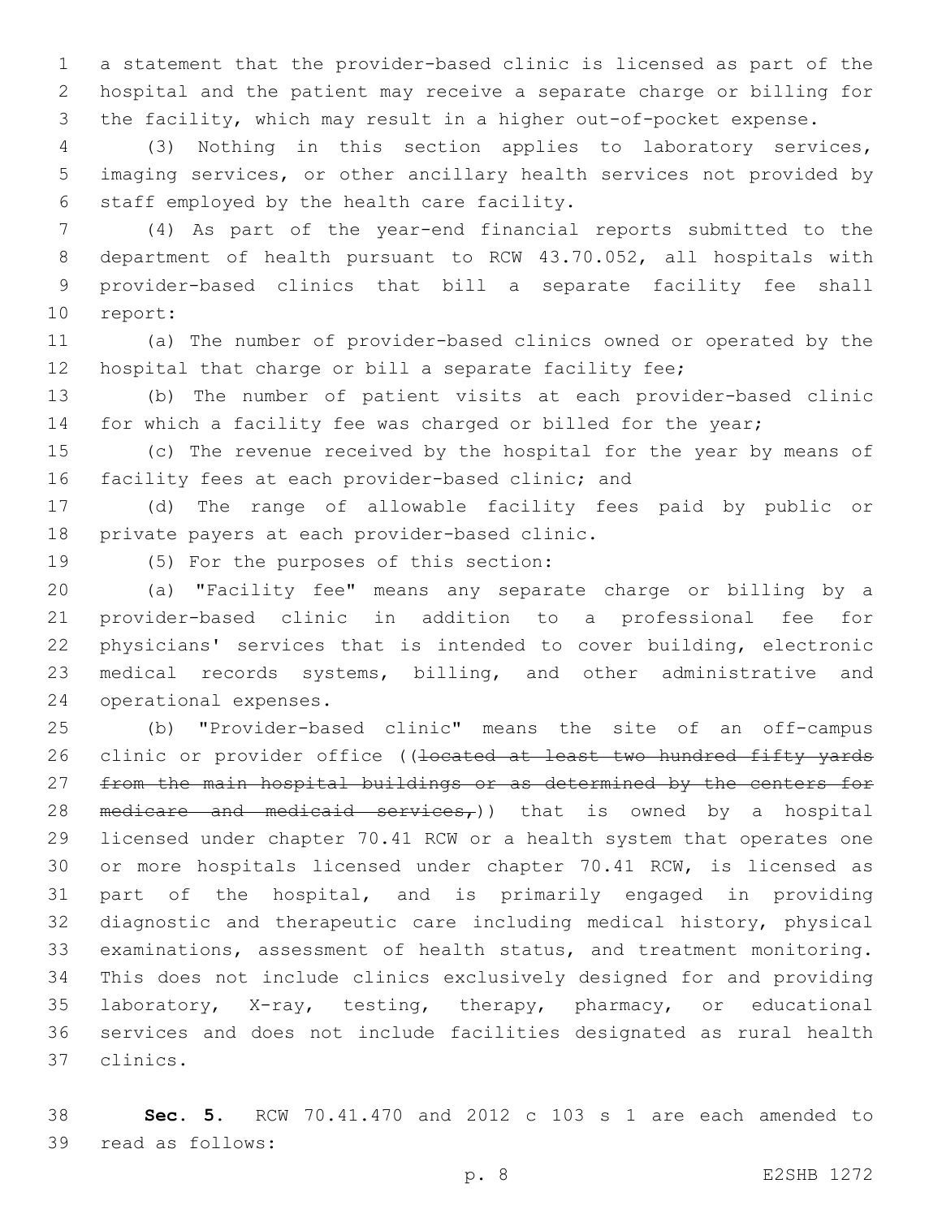a statement that the provider-based clinic is licensed as part of the hospital and the patient may receive a separate charge or billing for the facility, which may result in a higher out-of-pocket expense.

(3) Nothing in this section applies to laboratory services, imaging services, or other ancillary health services not provided by staff employed by the health care facility.

(4) As part of the year-end financial reports submitted to the department of health pursuant to RCW 43.70.052, all hospitals with provider-based clinics that bill a separate facility fee shall report:

(a) The number of provider-based clinics owned or operated by the hospital that charge or bill a separate facility fee;

(b) The number of patient visits at each provider-based clinic for which a facility fee was charged or billed for the year;

(c) The revenue received by the hospital for the year by means of facility fees at each provider-based clinic; and

(d) The range of allowable facility fees paid by public or private payers at each provider-based clinic.

(5) For the purposes of this section:

(a) "Facility fee" means any separate charge or billing by a provider-based clinic in addition to a professional fee for physicians' services that is intended to cover building, electronic medical records systems, billing, and other administrative and operational expenses.

(b) "Provider-based clinic" means the site of an off-campus clinic or provider office ((~~located at least two hundred fifty yards from the main hospital buildings or as determined by the centers for medicare and medicaid services,~~)) that is owned by a hospital licensed under chapter 70.41 RCW or a health system that operates one or more hospitals licensed under chapter 70.41 RCW, is licensed as part of the hospital, and is primarily engaged in providing diagnostic and therapeutic care including medical history, physical examinations, assessment of health status, and treatment monitoring. This does not include clinics exclusively designed for and providing laboratory, X-ray, testing, therapy, pharmacy, or educational services and does not include facilities designated as rural health clinics.

**Sec. 5.** RCW 70.41.470 and 2012 c 103 s 1 are each amended to read as follows: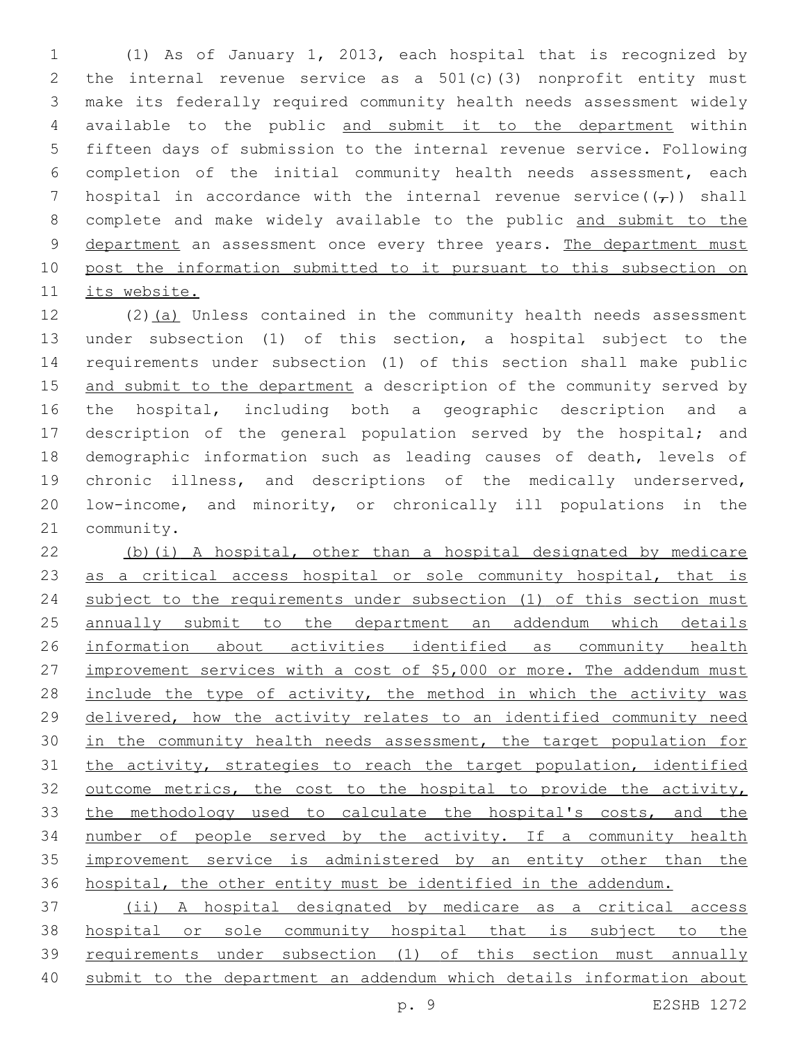(1) As of January 1, 2013, each hospital that is recognized by the internal revenue service as a 501(c)(3) nonprofit entity must make its federally required community health needs assessment widely available to the public and submit it to the department within fifteen days of submission to the internal revenue service. Following completion of the initial community health needs assessment, each hospital in accordance with the internal revenue service((,)) shall complete and make widely available to the public and submit to the department an assessment once every three years. The department must post the information submitted to it pursuant to this subsection on its website.

(2)(a) Unless contained in the community health needs assessment under subsection (1) of this section, a hospital subject to the requirements under subsection (1) of this section shall make public and submit to the department a description of the community served by the hospital, including both a geographic description and a description of the general population served by the hospital; and demographic information such as leading causes of death, levels of chronic illness, and descriptions of the medically underserved, low-income, and minority, or chronically ill populations in the community.

(b)(i) A hospital, other than a hospital designated by medicare as a critical access hospital or sole community hospital, that is subject to the requirements under subsection (1) of this section must annually submit to the department an addendum which details information about activities identified as community health improvement services with a cost of $5,000 or more. The addendum must include the type of activity, the method in which the activity was delivered, how the activity relates to an identified community need in the community health needs assessment, the target population for the activity, strategies to reach the target population, identified outcome metrics, the cost to the hospital to provide the activity, the methodology used to calculate the hospital's costs, and the number of people served by the activity. If a community health improvement service is administered by an entity other than the hospital, the other entity must be identified in the addendum.

(ii) A hospital designated by medicare as a critical access hospital or sole community hospital that is subject to the requirements under subsection (1) of this section must annually submit to the department an addendum which details information about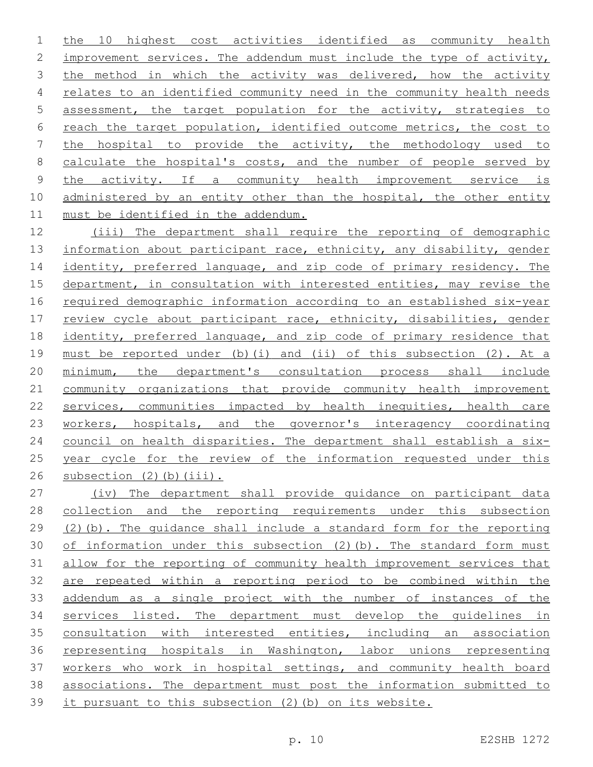the 10 highest cost activities identified as community health improvement services. The addendum must include the type of activity, the method in which the activity was delivered, how the activity relates to an identified community need in the community health needs assessment, the target population for the activity, strategies to reach the target population, identified outcome metrics, the cost to the hospital to provide the activity, the methodology used to calculate the hospital's costs, and the number of people served by the activity. If a community health improvement service is administered by an entity other than the hospital, the other entity must be identified in the addendum.

(iii) The department shall require the reporting of demographic information about participant race, ethnicity, any disability, gender identity, preferred language, and zip code of primary residency. The department, in consultation with interested entities, may revise the required demographic information according to an established six-year review cycle about participant race, ethnicity, disabilities, gender identity, preferred language, and zip code of primary residence that must be reported under (b)(i) and (ii) of this subsection (2). At a minimum, the department's consultation process shall include community organizations that provide community health improvement services, communities impacted by health inequities, health care workers, hospitals, and the governor's interagency coordinating council on health disparities. The department shall establish a six-year cycle for the review of the information requested under this subsection (2)(b)(iii).

(iv) The department shall provide guidance on participant data collection and the reporting requirements under this subsection (2)(b). The guidance shall include a standard form for the reporting of information under this subsection (2)(b). The standard form must allow for the reporting of community health improvement services that are repeated within a reporting period to be combined within the addendum as a single project with the number of instances of the services listed. The department must develop the guidelines in consultation with interested entities, including an association representing hospitals in Washington, labor unions representing workers who work in hospital settings, and community health board associations. The department must post the information submitted to it pursuant to this subsection (2)(b) on its website.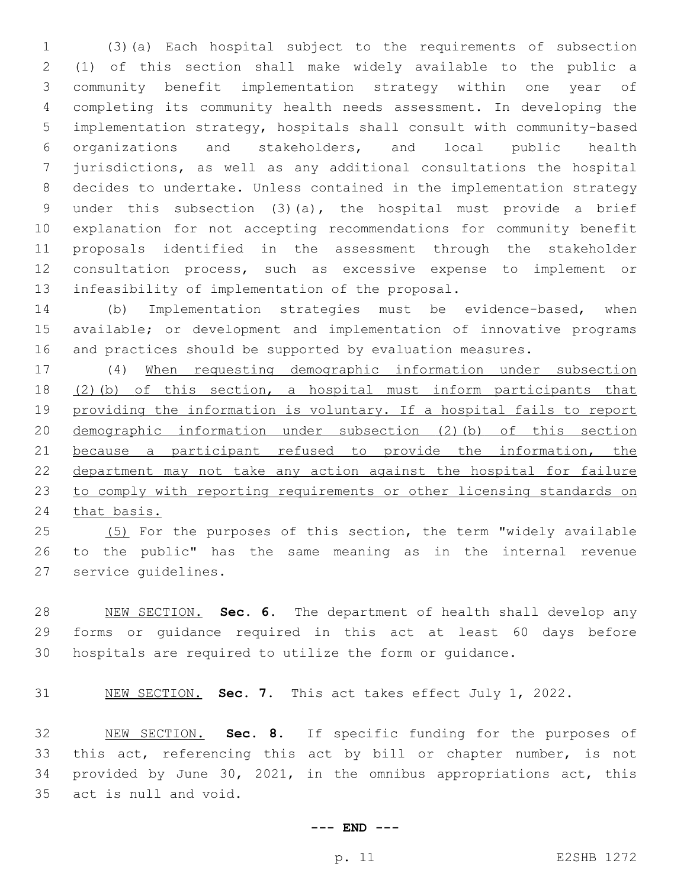(3)(a) Each hospital subject to the requirements of subsection (1) of this section shall make widely available to the public a community benefit implementation strategy within one year of completing its community health needs assessment. In developing the implementation strategy, hospitals shall consult with community-based organizations and stakeholders, and local public health jurisdictions, as well as any additional consultations the hospital decides to undertake. Unless contained in the implementation strategy under this subsection (3)(a), the hospital must provide a brief explanation for not accepting recommendations for community benefit proposals identified in the assessment through the stakeholder consultation process, such as excessive expense to implement or infeasibility of implementation of the proposal.

(b) Implementation strategies must be evidence-based, when available; or development and implementation of innovative programs and practices should be supported by evaluation measures.

(4) <u>When requesting demographic information under subsection (2)(b) of this section, a hospital must inform participants that providing the information is voluntary. If a hospital fails to report demographic information under subsection (2)(b) of this section because a participant refused to provide the information, the department may not take any action against the hospital for failure to comply with reporting requirements or other licensing standards on that basis.</u>

<u>(5)</u> For the purposes of this section, the term "widely available to the public" has the same meaning as in the internal revenue service guidelines.

<u>NEW SECTION.</u> **Sec. 6.** The department of health shall develop any forms or guidance required in this act at least 60 days before hospitals are required to utilize the form or guidance.

<u>NEW SECTION.</u> **Sec. 7.** This act takes effect July 1, 2022.

<u>NEW SECTION.</u> **Sec. 8.** If specific funding for the purposes of this act, referencing this act by bill or chapter number, is not provided by June 30, 2021, in the omnibus appropriations act, this act is null and void.

**--- END ---**